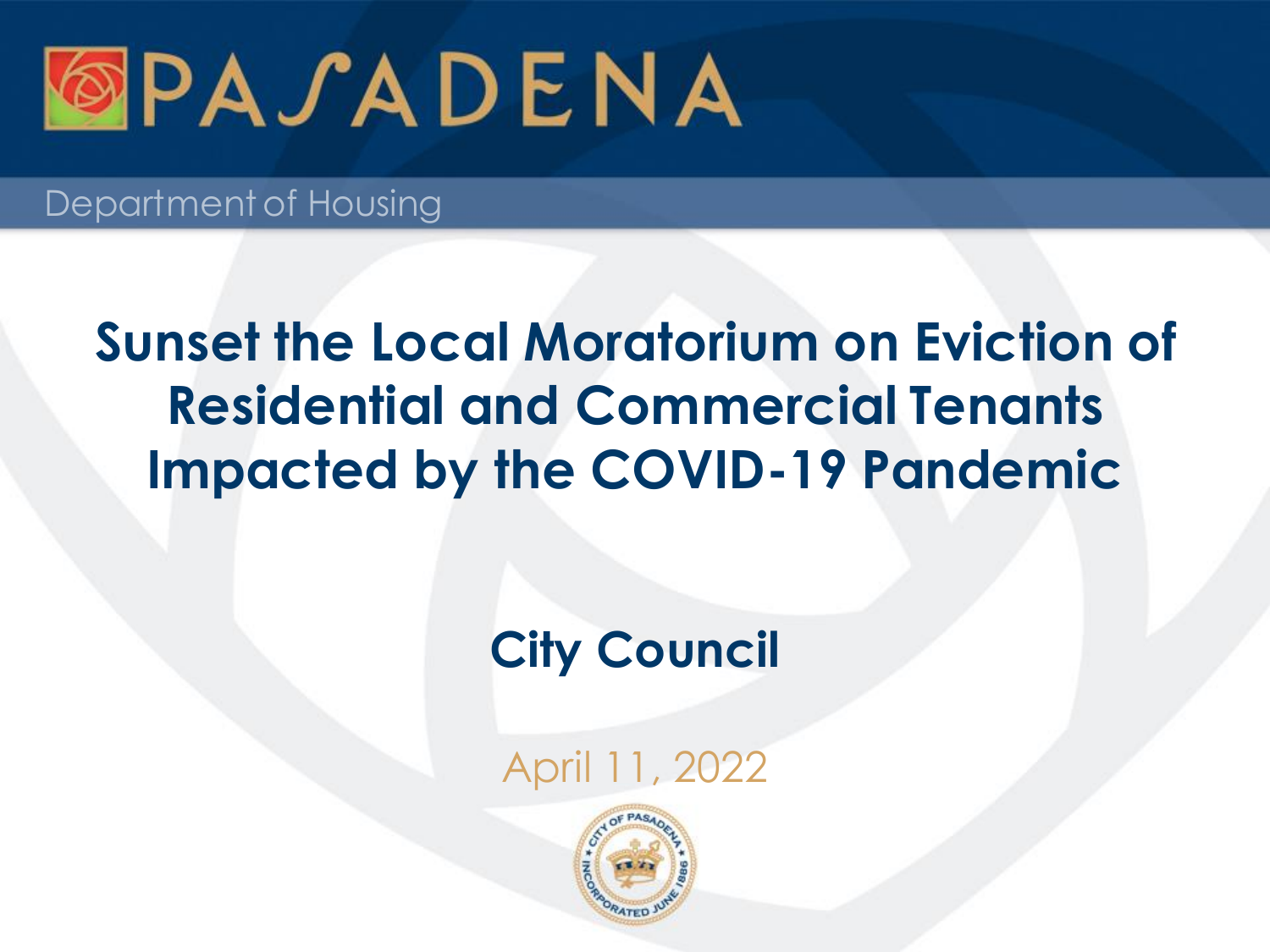PASADENA

Department of Housing

# Sunset the Local Moratorium on Eviction of Residential and Commercial Tenants Impacted by the COVID-19 Pandemic

## City Council

April 11, 2022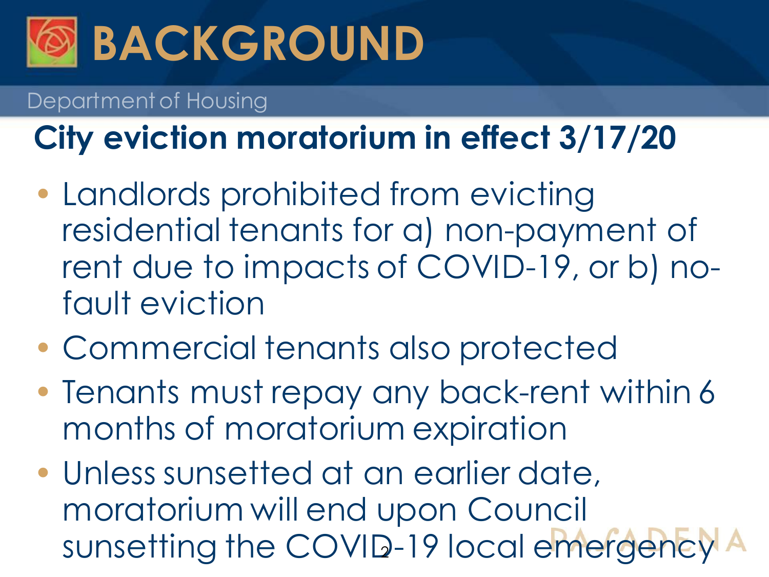# BACKGROUND

Department of Housing

## City eviction moratorium in effect 3/17/20

- Landlords prohibited from evicting residential tenants for a) non-payment of rent due to impacts of COVID-19, or b) no-fault eviction
- Commercial tenants also protected
- Tenants must repay any back-rent within 6 months of moratorium expiration
- Unless sunsetted at an earlier date, moratorium will end upon Council sunsetting the COVID-19 local emergency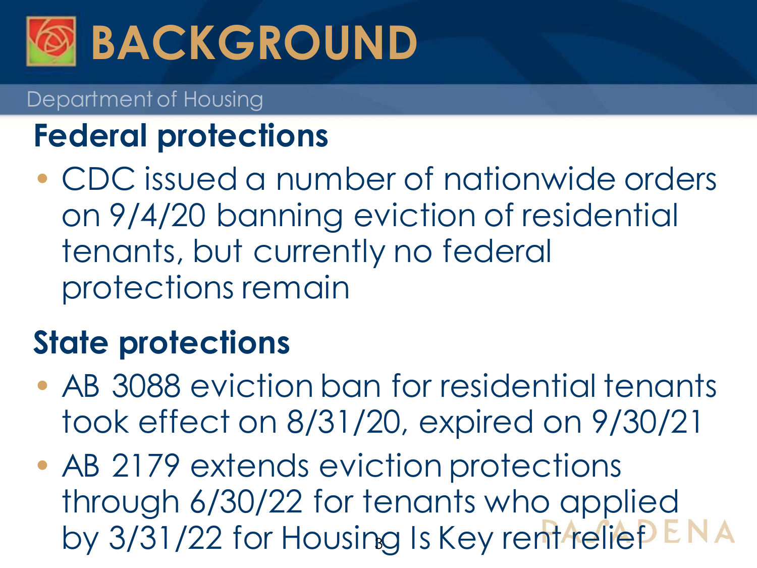# BACKGROUND

Department of Housing

## Federal protections

- CDC issued a number of nationwide orders on 9/4/20 banning eviction of residential tenants, but currently no federal protections remain

## State protections

- AB 3088 eviction ban for residential tenants took effect on 8/31/20, expired on 9/30/21
- AB 2179 extends eviction protections through 6/30/22 for tenants who applied by 3/31/22 for Housing Is Key rent relief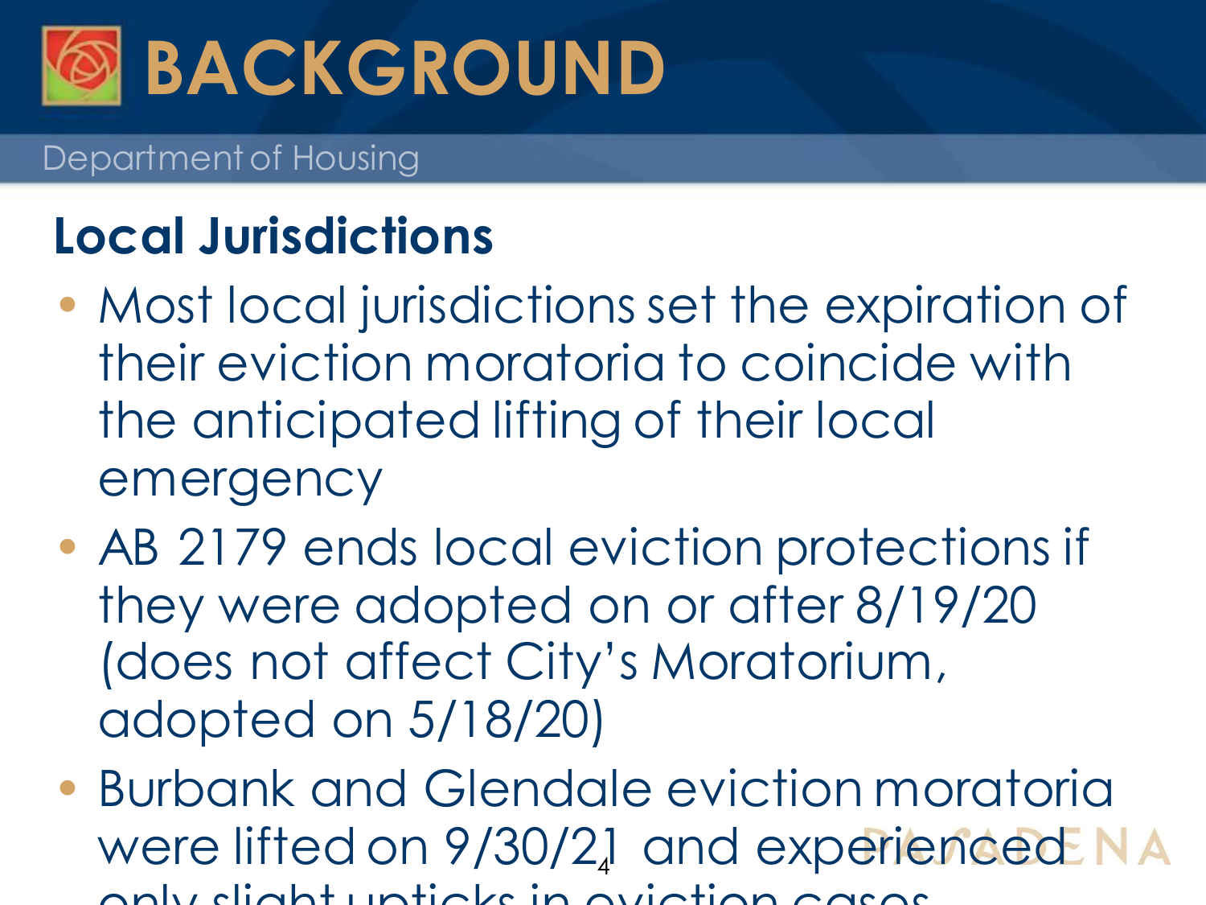# BACKGROUND

Department of Housing

## Local Jurisdictions

- Most local jurisdictions set the expiration of their eviction moratoria to coincide with the anticipated lifting of their local emergency
- AB 2179 ends local eviction protections if they were adopted on or after 8/19/20 (does not affect City's Moratorium, adopted on 5/18/20)
- Burbank and Glendale eviction moratoria were lifted on 9/30/21 and experienced only slight upticks in eviction cases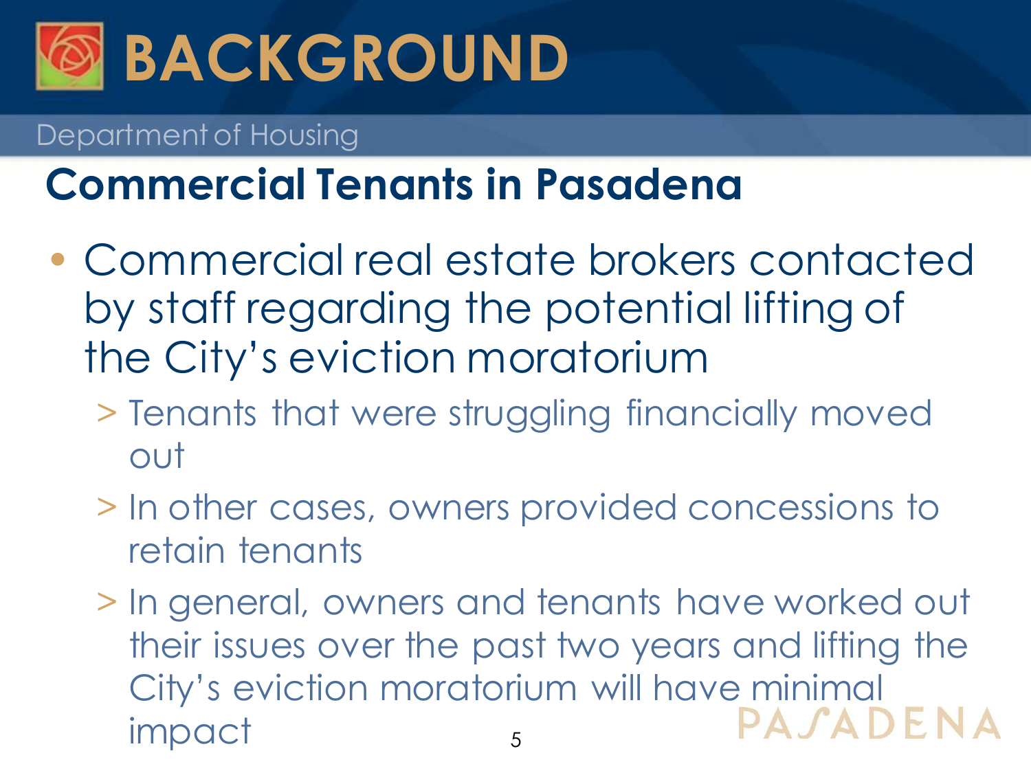# BACKGROUND

Department of Housing

## Commercial Tenants in Pasadena

- Commercial real estate brokers contacted by staff regarding the potential lifting of the City's eviction moratorium
  - Tenants that were struggling financially moved out
  - In other cases, owners provided concessions to retain tenants
  - In general, owners and tenants have worked out their issues over the past two years and lifting the City's eviction moratorium will have minimal impact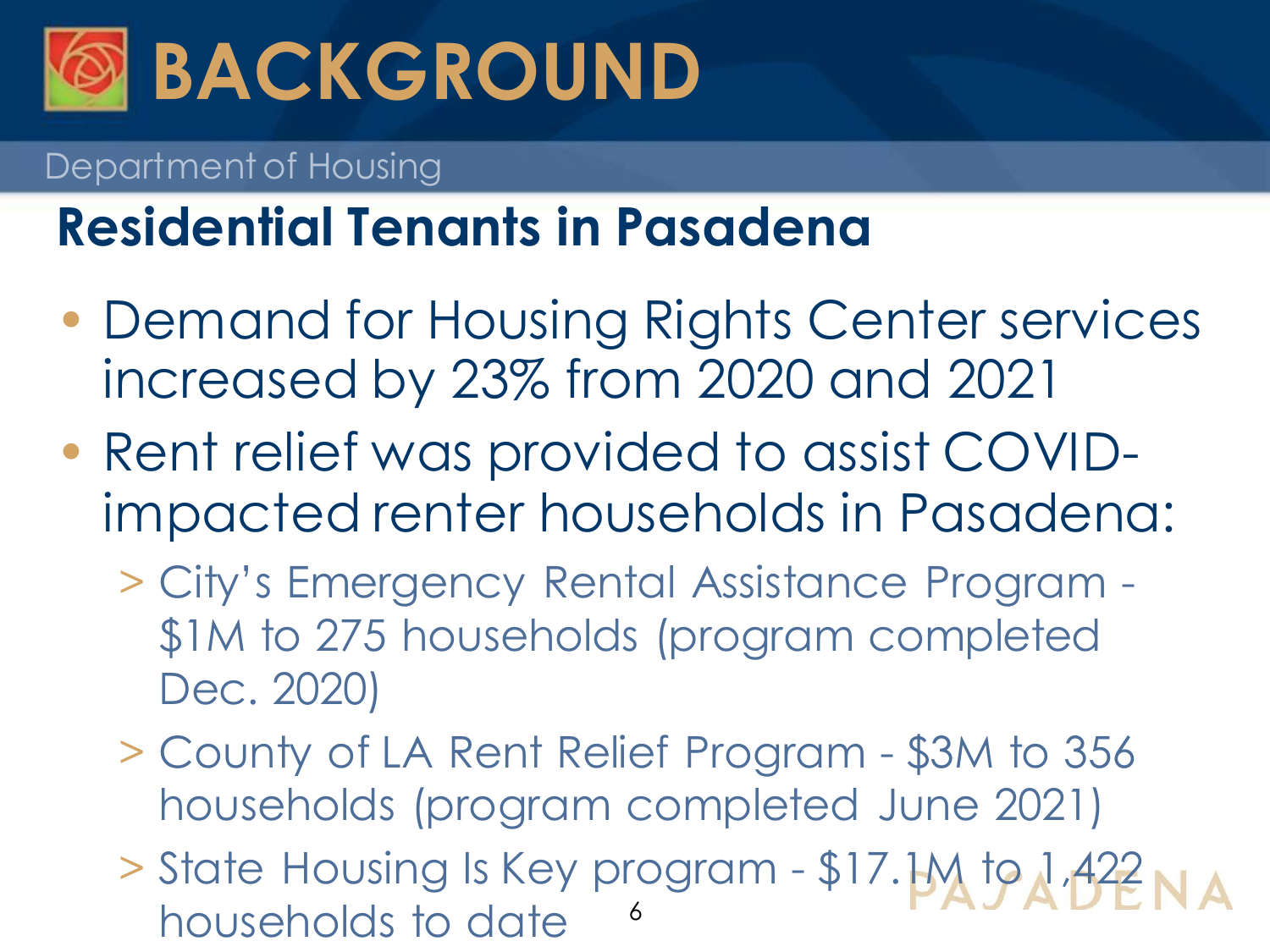# BACKGROUND

Department of Housing

## Residential Tenants in Pasadena

- Demand for Housing Rights Center services increased by 23% from 2020 and 2021
- Rent relief was provided to assist COVID-impacted renter households in Pasadena:
  - City's Emergency Rental Assistance Program - $1M to 275 households (program completed Dec. 2020)
  - County of LA Rent Relief Program - $3M to 356 households (program completed June 2021)
  - State Housing Is Key program - $17.1M to 1,422 households to date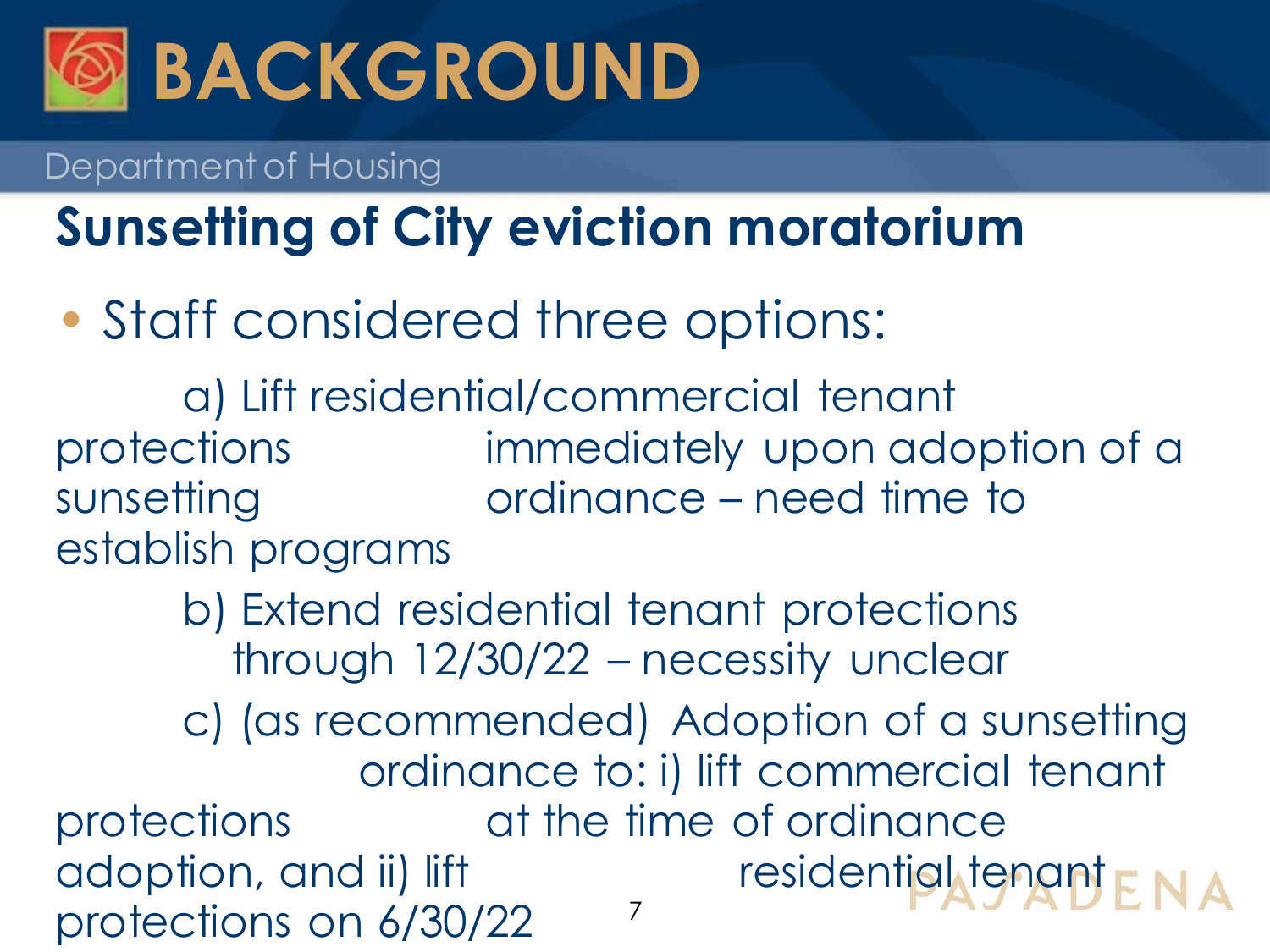# BACKGROUND

Department of Housing

## Sunsetting of City eviction moratorium

- Staff considered three options:

  a) Lift residential/commercial tenant protections immediately upon adoption of a sunsetting ordinance – need time to establish programs

  b) Extend residential tenant protections through 12/30/22 – necessity unclear

  c) (as recommended) Adoption of a sunsetting ordinance to: i) lift commercial tenant protections at the time of ordinance adoption, and ii) lift residential tenant protections on 6/30/22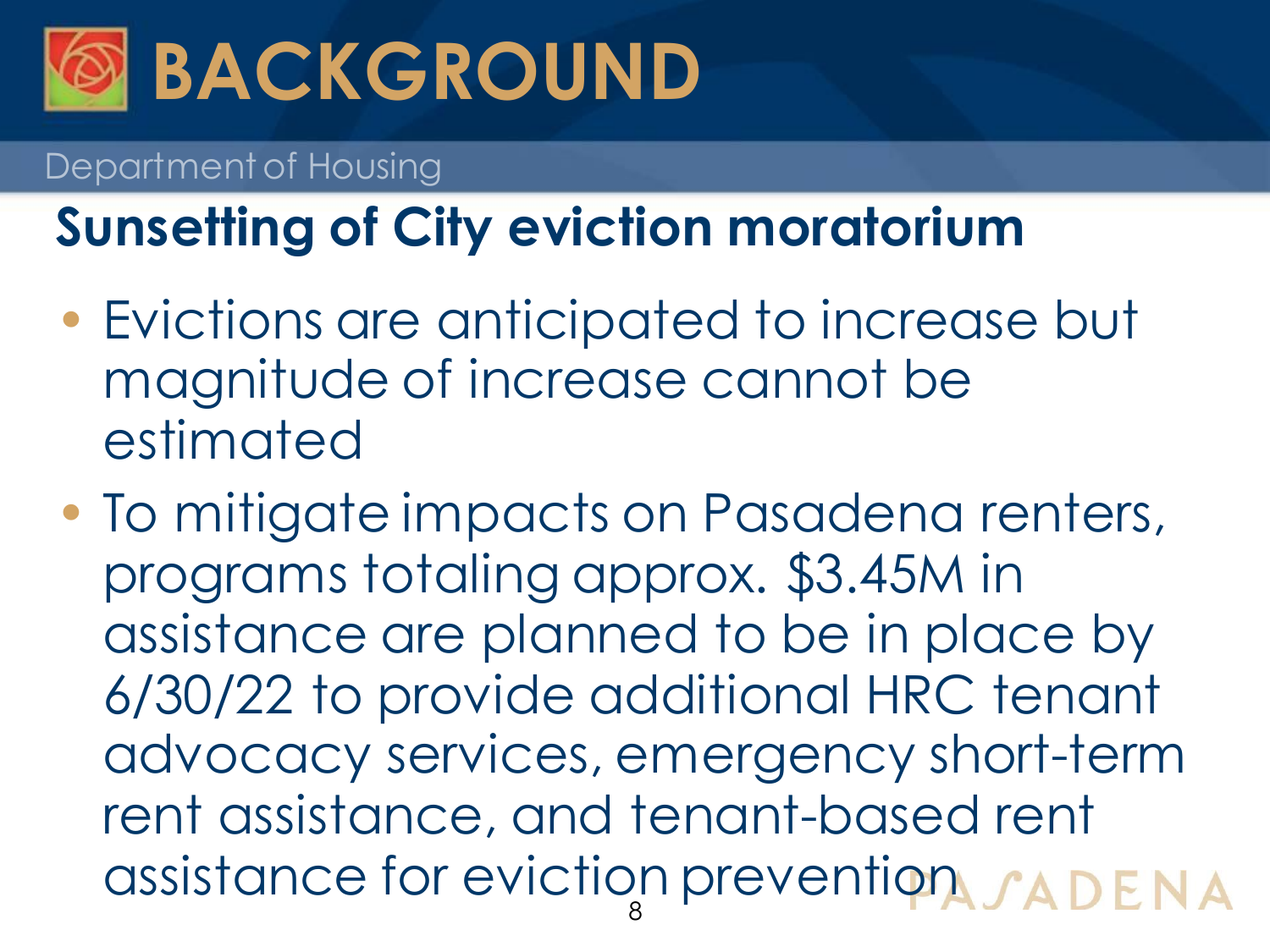# BACKGROUND

Department of Housing

## Sunsetting of City eviction moratorium

- Evictions are anticipated to increase but magnitude of increase cannot be estimated
- To mitigate impacts on Pasadena renters, programs totaling approx. $3.45M in assistance are planned to be in place by 6/30/22 to provide additional HRC tenant advocacy services, emergency short-term rent assistance, and tenant-based rent assistance for eviction prevention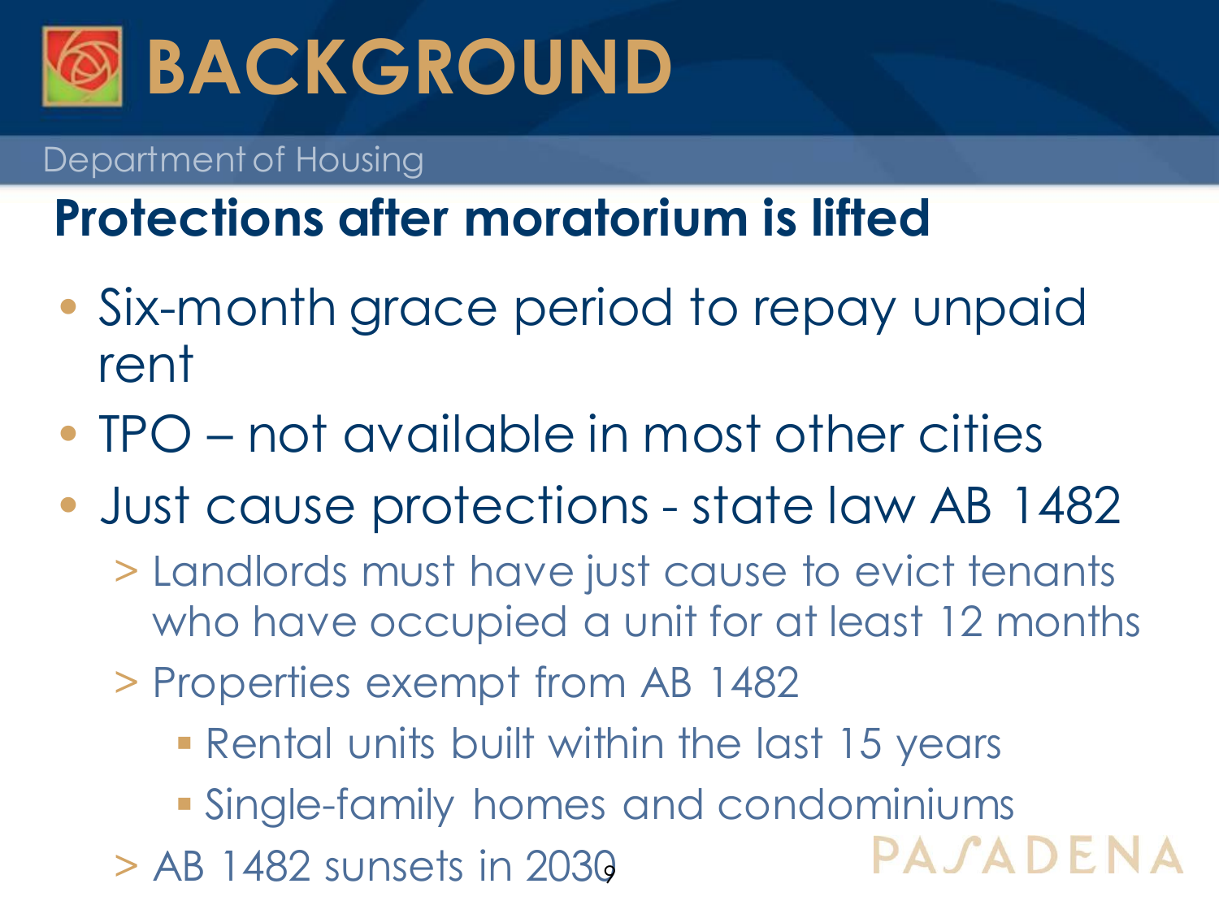# BACKGROUND

Department of Housing

## Protections after moratorium is lifted

- Six-month grace period to repay unpaid rent
- TPO – not available in most other cities
- Just cause protections - state law AB 1482
  - Landlords must have just cause to evict tenants who have occupied a unit for at least 12 months
  - Properties exempt from AB 1482
    - Rental units built within the last 15 years
    - Single-family homes and condominiums
  - AB 1482 sunsets in 2030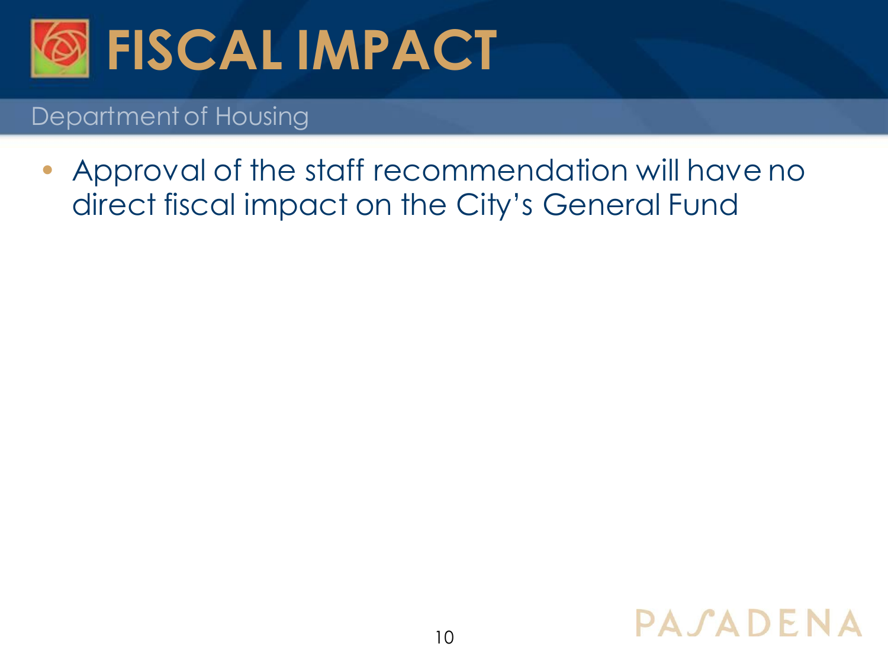# FISCAL IMPACT

Department of Housing

- Approval of the staff recommendation will have no direct fiscal impact on the City's General Fund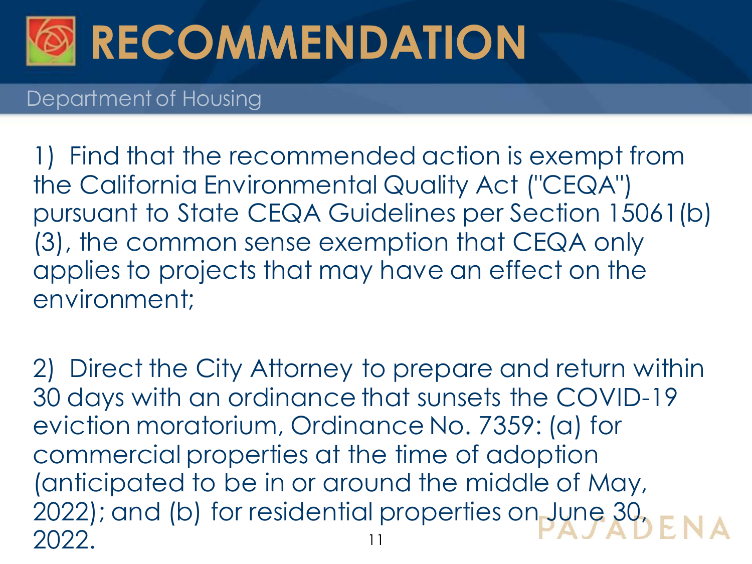# RECOMMENDATION

Department of Housing

1) Find that the recommended action is exempt from the California Environmental Quality Act ("CEQA") pursuant to State CEQA Guidelines per Section 15061(b)(3), the common sense exemption that CEQA only applies to projects that may have an effect on the environment;

2) Direct the City Attorney to prepare and return within 30 days with an ordinance that sunsets the COVID-19 eviction moratorium, Ordinance No. 7359: (a) for commercial properties at the time of adoption (anticipated to be in or around the middle of May, 2022); and (b) for residential properties on June 30, 2022.